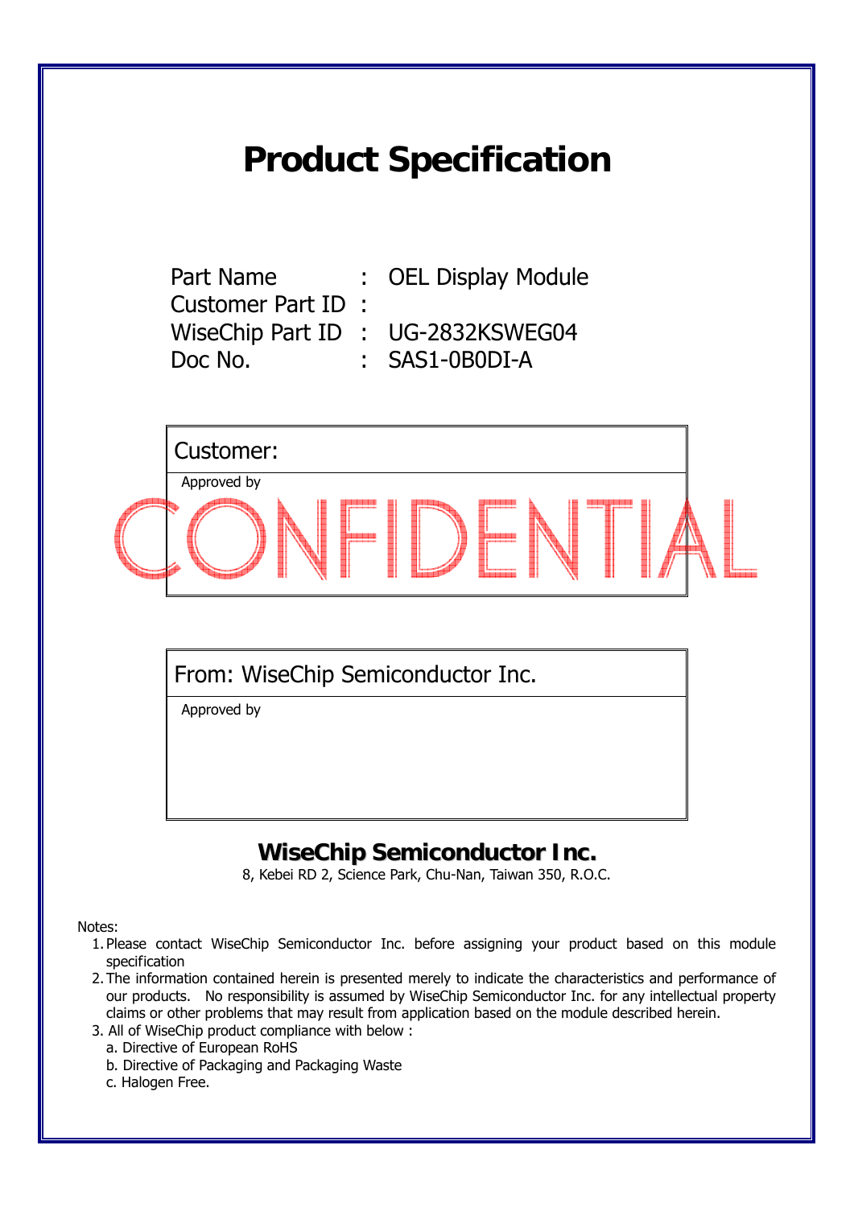# Product Specification

| | | |
|---|---|---|
| Part Name | : | OEL Display Module |
| Customer Part ID | : | |
| WiseChip Part ID | : | UG-2832KSWEG04 |
| Doc No. | : | SAS1-0B0DI-A |

| Customer: |
|---|
| Approved by |

CONFIDENTIAL

| From: WiseChip Semiconductor Inc. |
|---|
| Approved by |

**WiseChip Semiconductor Inc.**

8, Kebei RD 2, Science Park, Chu-Nan, Taiwan 350, R.O.C.

Notes:

1. Please contact WiseChip Semiconductor Inc. before assigning your product based on this module specification
2. The information contained herein is presented merely to indicate the characteristics and performance of our products. No responsibility is assumed by WiseChip Semiconductor Inc. for any intellectual property claims or other problems that may result from application based on the module described herein.
3. All of WiseChip product compliance with below :
   a. Directive of European RoHS
   b. Directive of Packaging and Packaging Waste
   c. Halogen Free.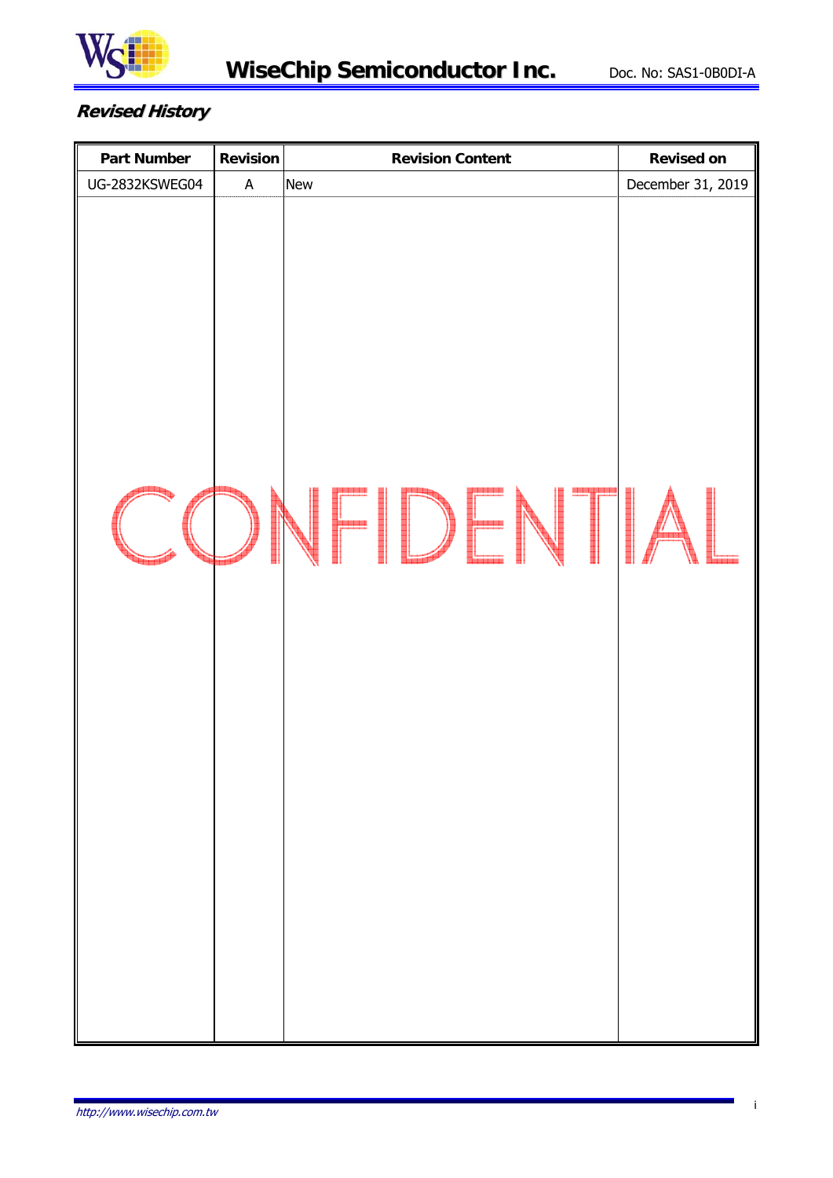***Revised History***

| Part Number | Revision | Revision Content | Revised on |
|---|---|---|---|
| UG-2832KSWEG04 | A | New | December 31, 2019 |

CONFIDENTIAL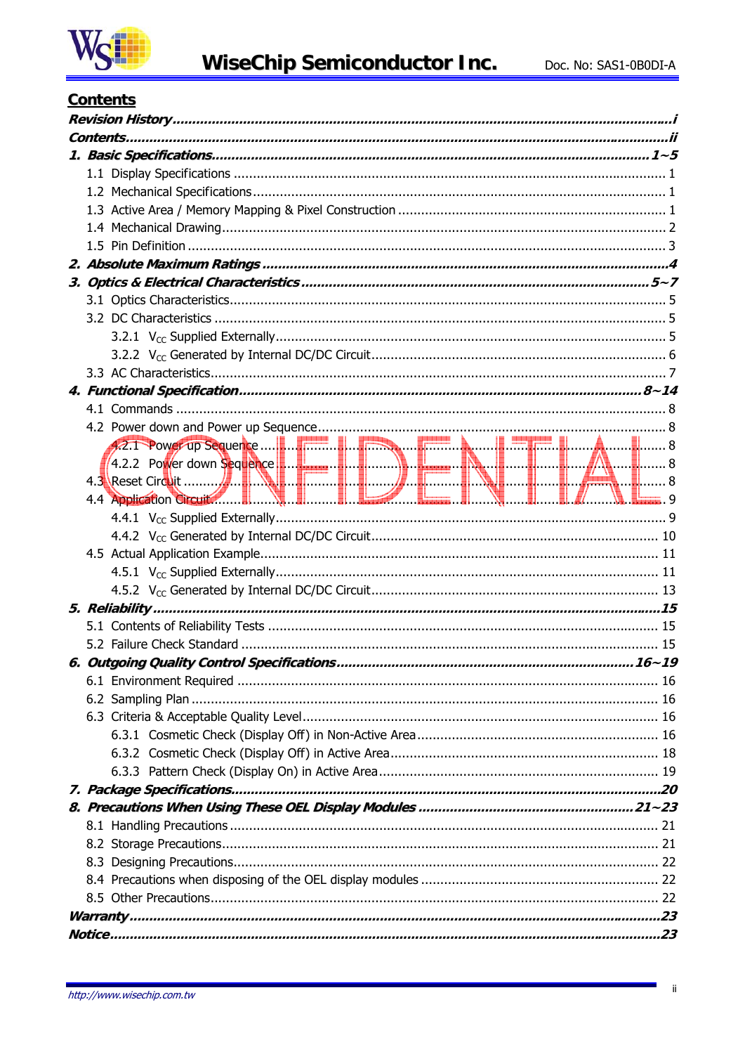## Contents

***Revision History*** ................................................................................................................... *i*
***Contents*** ................................................................................................................................. *ii*
***1. Basic Specifications*** ................................................................................................ *1~5*
- 1.1 Display Specifications ................................................................................................ 1
- 1.2 Mechanical Specifications ........................................................................................... 1
- 1.3 Active Area / Memory Mapping & Pixel Construction ..................................................... 1
- 1.4 Mechanical Drawing .................................................................................................. 2
- 1.5 Pin Definition ............................................................................................................ 3

***2. Absolute Maximum Ratings*** ............................................................................................ *4*
***3. Optics & Electrical Characteristics*** ............................................................................ *5~7*
- 3.1 Optics Characteristics ................................................................................................. 5
- 3.2 DC Characteristics ...................................................................................................... 5
  - 3.2.1 $V_{CC}$ Supplied Externally .................................................................................. 5
  - 3.2.2 $V_{CC}$ Generated by Internal DC/DC Circuit .......................................................... 6
- 3.3 AC Characteristics ...................................................................................................... 7

***4. Functional Specification*** ........................................................................................... *8~14*
- 4.1 Commands ................................................................................................................ 8
- 4.2 Power down and Power up Sequence ........................................................................... 8
  - 4.2.1 Power up Sequence ............................................................................................. 8
  - 4.2.2 Power down Sequence ......................................................................................... 8
- 4.3 Reset Circuit .............................................................................................................. 8
- 4.4 Application Circuit ...................................................................................................... 9
  - 4.4.1 $V_{CC}$ Supplied Externally .................................................................................. 9
  - 4.4.2 $V_{CC}$ Generated by Internal DC/DC Circuit ........................................................ 10
- 4.5 Actual Application Example ....................................................................................... 11
  - 4.5.1 $V_{CC}$ Supplied Externally ................................................................................ 11
  - 4.5.2 $V_{CC}$ Generated by Internal DC/DC Circuit ........................................................ 13

***5. Reliability*** ..................................................................................................................... *15*
- 5.1 Contents of Reliability Tests ...................................................................................... 15
- 5.2 Failure Check Standard ............................................................................................. 15

***6. Outgoing Quality Control Specifications*** ................................................................. *16~19*
- 6.1 Environment Required .............................................................................................. 16
- 6.2 Sampling Plan .......................................................................................................... 16
- 6.3 Criteria & Acceptable Quality Level ............................................................................. 16
  - 6.3.1 Cosmetic Check (Display Off) in Non-Active Area ................................................ 16
  - 6.3.2 Cosmetic Check (Display Off) in Active Area ....................................................... 18
  - 6.3.3 Pattern Check (Display On) in Active Area .......................................................... 19

***7. Package Specifications*** ................................................................................................ *20*
***8. Precautions When Using These OEL Display Modules*** ................................................ *21~23*
- 8.1 Handling Precautions ................................................................................................ 21
- 8.2 Storage Precautions .................................................................................................. 21
- 8.3 Designing Precautions ............................................................................................... 22
- 8.4 Precautions when disposing of the OEL display modules ............................................... 22
- 8.5 Other Precautions ..................................................................................................... 22

***Warranty*** ......................................................................................................................... *23*
***Notice*** .............................................................................................................................. *23*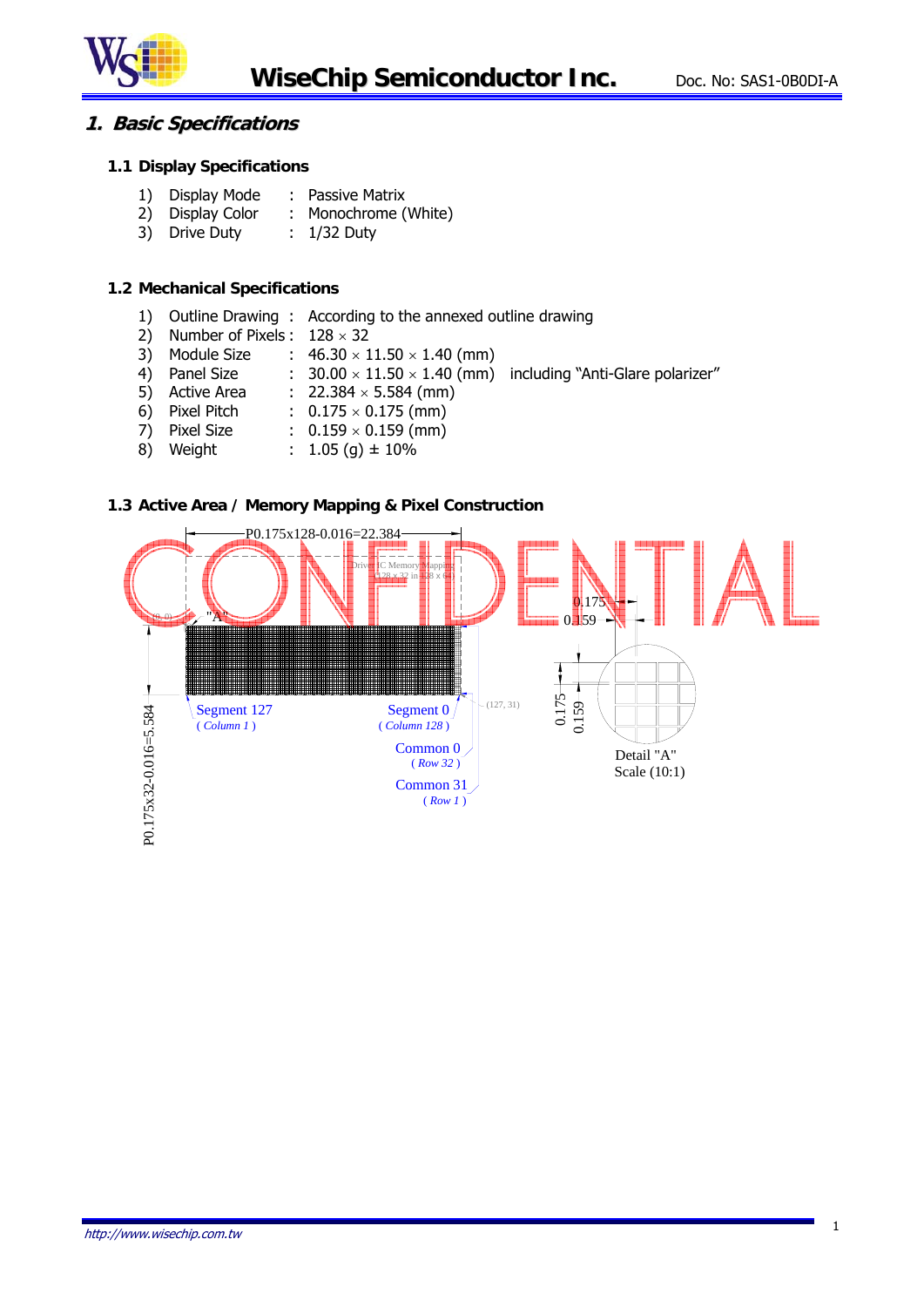# 1. Basic Specifications

## 1.1 Display Specifications

1) Display Mode : Passive Matrix
2) Display Color : Monochrome (White)
3) Drive Duty : 1/32 Duty

## 1.2 Mechanical Specifications

1) Outline Drawing : According to the annexed outline drawing
2) Number of Pixels : 128 × 32
3) Module Size : 46.30 × 11.50 × 1.40 (mm)
4) Panel Size : 30.00 × 11.50 × 1.40 (mm) including "Anti-Glare polarizer"
5) Active Area : 22.384 × 5.584 (mm)
6) Pixel Pitch : 0.175 × 0.175 (mm)
7) Pixel Size : 0.159 × 0.159 (mm)
8) Weight : 1.05 (g) ± 10%

## 1.3 Active Area / Memory Mapping & Pixel Construction

P0.175x128-0.016=22.384

Driver IC Memory Mapping (128 x 32 in 128 x 64)

(0, 0) "A" (127, 31)

Segment 127 (*Column 1*)

Segment 0 (*Column 128*)

Common 0 (*Row 32*)

Common 31 (*Row 1*)

P0.175x32-0.016=5.584

0.175 0.159

Detail "A"
Scale (10:1)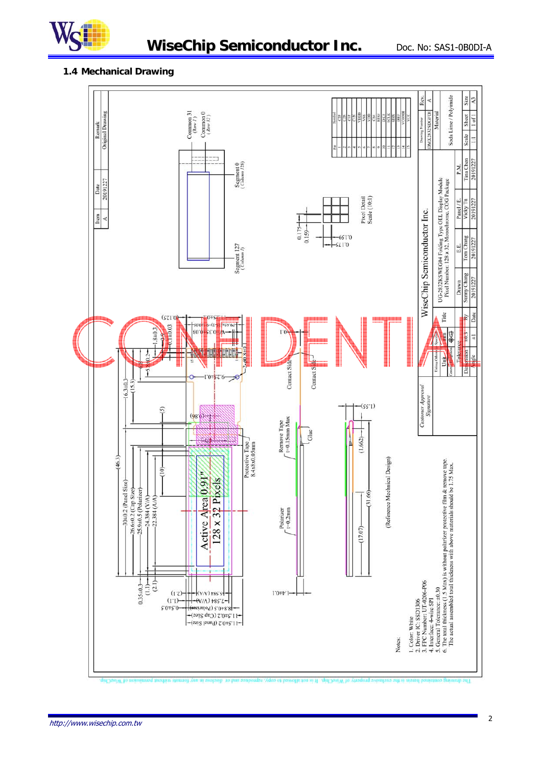## 1.4 Mechanical Drawing

| Item | Date | Remark |
|---|---|---|
| A | 20191227 | Original Drawing |

| Pin | Symbol |
|---|---|
| 1 | C2P |
| 2 | C2N |
| 3 | C1P |
| 4 | C1N |
| 5 | VBREF |
| 6 | VSS |
| 7 | VDD |
| 8 | CS# |
| 9 | RES# |
| 10 | D/C# |
| 11 | SCLK |
| 12 | SDIN |
| 13 | IREF |
| 14 | VCOMH |
| 15 | VCC |

Common 31 (Row 1)
Common 0 (Row 32)
Segment 0 (Column 128)
Segment 127 (Column 1)

Pixel Detail Scale (10:1)

Active Area 0.91"
128 x 32 Pixels

Protective Tape 8.4x8x0.05mm
Remove Tape t=0.15mm Max
Glue
Polarizer t=0.2mm
Contact Side

(Reference Mechnical Design)

Notes:
1. Color: White
2. Driver IC: SSD1306
3. FPC Number: UT-0206-P06
4. Interface: 4-wire SPI
5. General Tolerance: ±0.30
6. The total thickness (1.5 Max) is without polarizer protective film & remove tape. The actual assembled total thickness with above materials should be 1.75 Max.

Customer Approval Signature

WiseChip Semiconductor Inc.

| Title | UG-2832KSWEG04 Folding Type OEL Display Module Pixel Number: 128 x 32, Monochrome, COG Package | | | | |
|---|---|---|---|---|---|
| Drawing Number | DMX2832SD(F)D | Rev. | A | | |
| Material | Soda Lime / Polyimide | | | | |
| | Drawn | E.E. | Panel / E. | P.M. | |
| By | Sunny Chang | Tom Chang | Vicky Tu | Tina Chen | |
| Date | 20191227 | 20191227 | 20191227 | 20191227 | |
| Unit | mm | Tolerance: Dimension ±0.3, Angle ±1 | Scale 1:1 | Sheet 1 of 1 | Size A3 |

The drawing contained herein is the exclusive property of WiseChip. It is not allowed to copy, reproduce and/or disclose in any format without permission of WiseChip.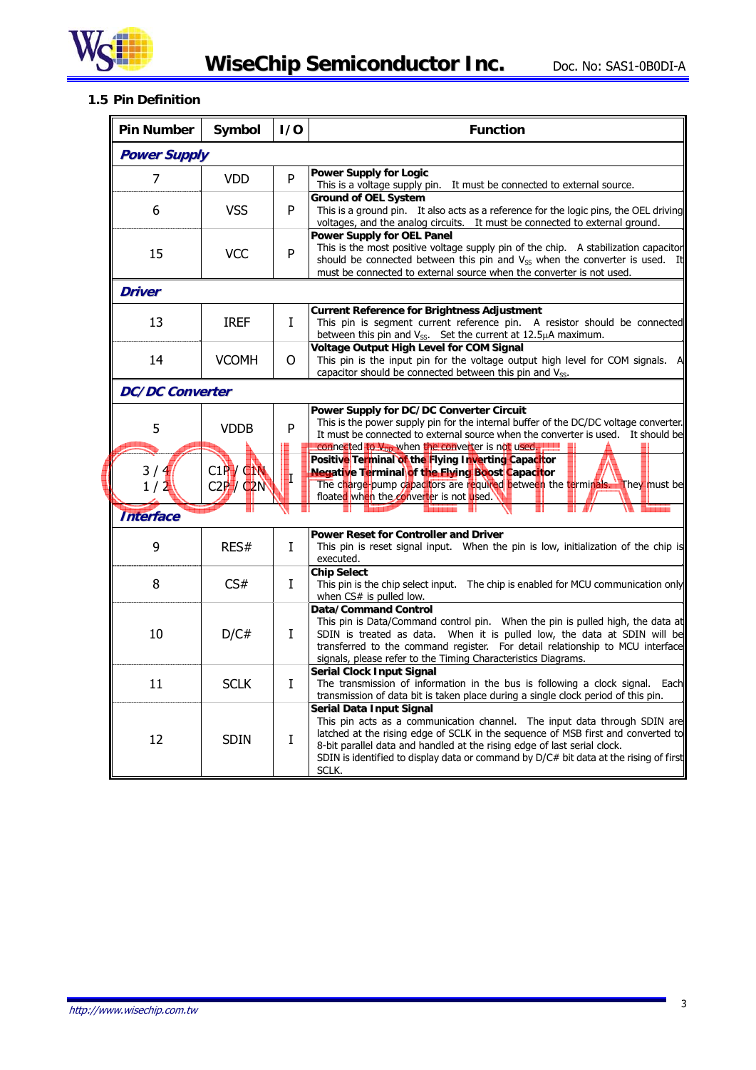### 1.5 Pin Definition

| Pin Number | Symbol | I/O | Function |
|---|---|---|---|
| ***Power Supply*** | | | |
| 7 | VDD | P | **Power Supply for Logic**<br>This is a voltage supply pin. It must be connected to external source. |
| 6 | VSS | P | **Ground of OEL System**<br>This is a ground pin. It also acts as a reference for the logic pins, the OEL driving voltages, and the analog circuits. It must be connected to external ground. |
| 15 | VCC | P | **Power Supply for OEL Panel**<br>This is the most positive voltage supply pin of the chip. A stabilization capacitor should be connected between this pin and $V_{SS}$ when the converter is used. It must be connected to external source when the converter is not used. |
| ***Driver*** | | | |
| 13 | IREF | I | **Current Reference for Brightness Adjustment**<br>This pin is segment current reference pin. A resistor should be connected between this pin and $V_{SS}$. Set the current at 12.5μA maximum. |
| 14 | VCOMH | O | **Voltage Output High Level for COM Signal**<br>This pin is the input pin for the voltage output high level for COM signals. A capacitor should be connected between this pin and $V_{SS}$. |
| ***DC/DC Converter*** | | | |
| 5 | VDDB | P | **Power Supply for DC/DC Converter Circuit**<br>This is the power supply pin for the internal buffer of the DC/DC voltage converter. It must be connected to external source when the converter is used. It should be connected to $V_{DD}$ when the converter is not used. |
| 3 / 4<br>1 / 2 | C1P / C1N<br>C2P / C2N | I | **Positive Terminal of the Flying Inverting Capacitor**<br>**Negative Terminal of the Flying Boost Capacitor**<br>The charge-pump capacitors are required between the terminals. They must be floated when the converter is not used. |
| ***Interface*** | | | |
| 9 | RES# | I | **Power Reset for Controller and Driver**<br>This pin is reset signal input. When the pin is low, initialization of the chip is executed. |
| 8 | CS# | I | **Chip Select**<br>This pin is the chip select input. The chip is enabled for MCU communication only when CS# is pulled low. |
| 10 | D/C# | I | **Data/Command Control**<br>This pin is Data/Command control pin. When the pin is pulled high, the data at SDIN is treated as data. When it is pulled low, the data at SDIN will be transferred to the command register. For detail relationship to MCU interface signals, please refer to the Timing Characteristics Diagrams. |
| 11 | SCLK | I | **Serial Clock Input Signal**<br>The transmission of information in the bus is following a clock signal. Each transmission of data bit is taken place during a single clock period of this pin. |
| 12 | SDIN | I | **Serial Data Input Signal**<br>This pin acts as a communication channel. The input data through SDIN are latched at the rising edge of SCLK in the sequence of MSB first and converted to 8-bit parallel data and handled at the rising edge of last serial clock.<br>SDIN is identified to display data or command by D/C# bit data at the rising of first SCLK. |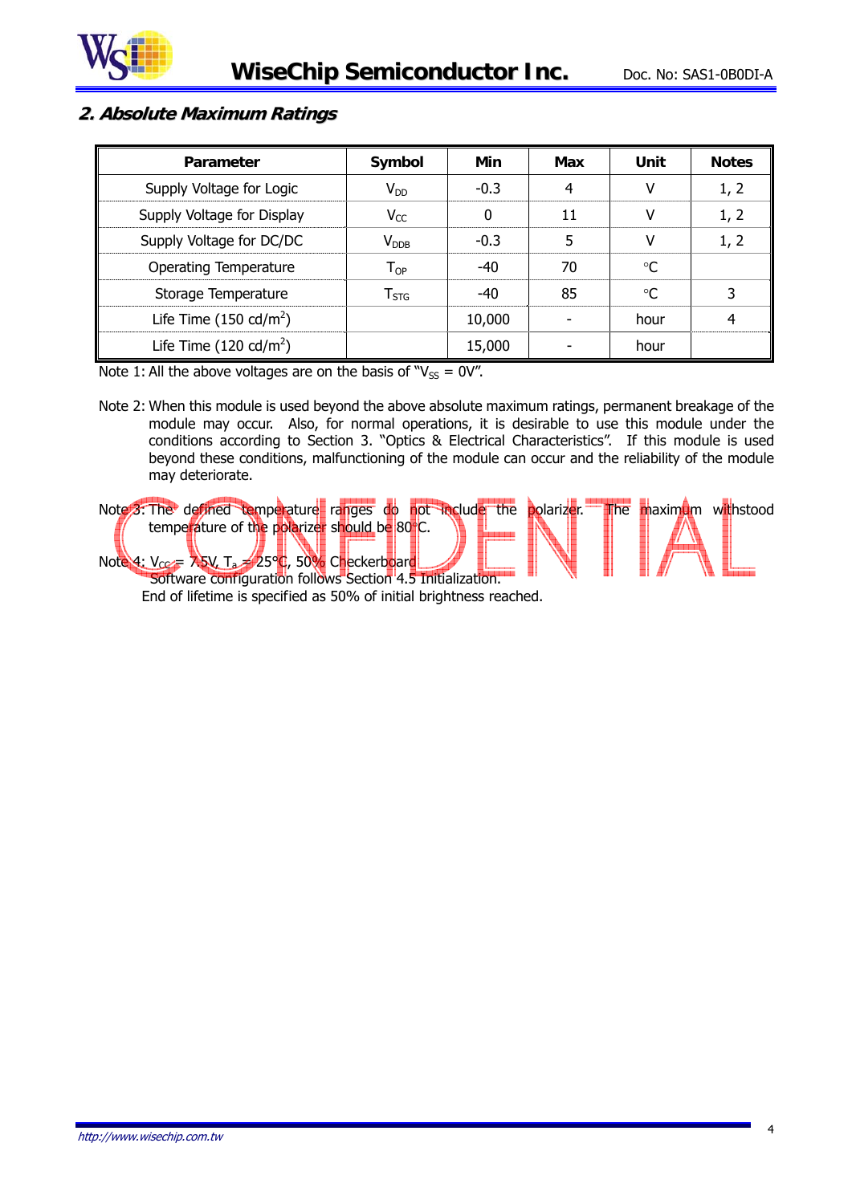## 2. Absolute Maximum Ratings

| Parameter | Symbol | Min | Max | Unit | Notes |
|---|---|---|---|---|---|
| Supply Voltage for Logic | $V_{DD}$ | -0.3 | 4 | V | 1, 2 |
| Supply Voltage for Display | $V_{CC}$ | 0 | 11 | V | 1, 2 |
| Supply Voltage for DC/DC | $V_{DDB}$ | -0.3 | 5 | V | 1, 2 |
| Operating Temperature | $T_{OP}$ | -40 | 70 | °C | |
| Storage Temperature | $T_{STG}$ | -40 | 85 | °C | 3 |
| Life Time (150 cd/m$^2$) | | 10,000 | - | hour | 4 |
| Life Time (120 cd/m$^2$) | | 15,000 | - | hour | |

Note 1: All the above voltages are on the basis of "$V_{SS}$ = 0V".

Note 2: When this module is used beyond the above absolute maximum ratings, permanent breakage of the module may occur. Also, for normal operations, it is desirable to use this module under the conditions according to Section 3. "Optics & Electrical Characteristics". If this module is used beyond these conditions, malfunctioning of the module can occur and the reliability of the module may deteriorate.

Note 3: The defined temperature ranges do not include the polarizer. The maximum withstood temperature of the polarizer should be 80°C.

Note 4: $V_{CC}$ = 7.5V, $T_a$ = 25°C, 50% Checkerboard.
Software configuration follows Section 4.5 Initialization.
End of lifetime is specified as 50% of initial brightness reached.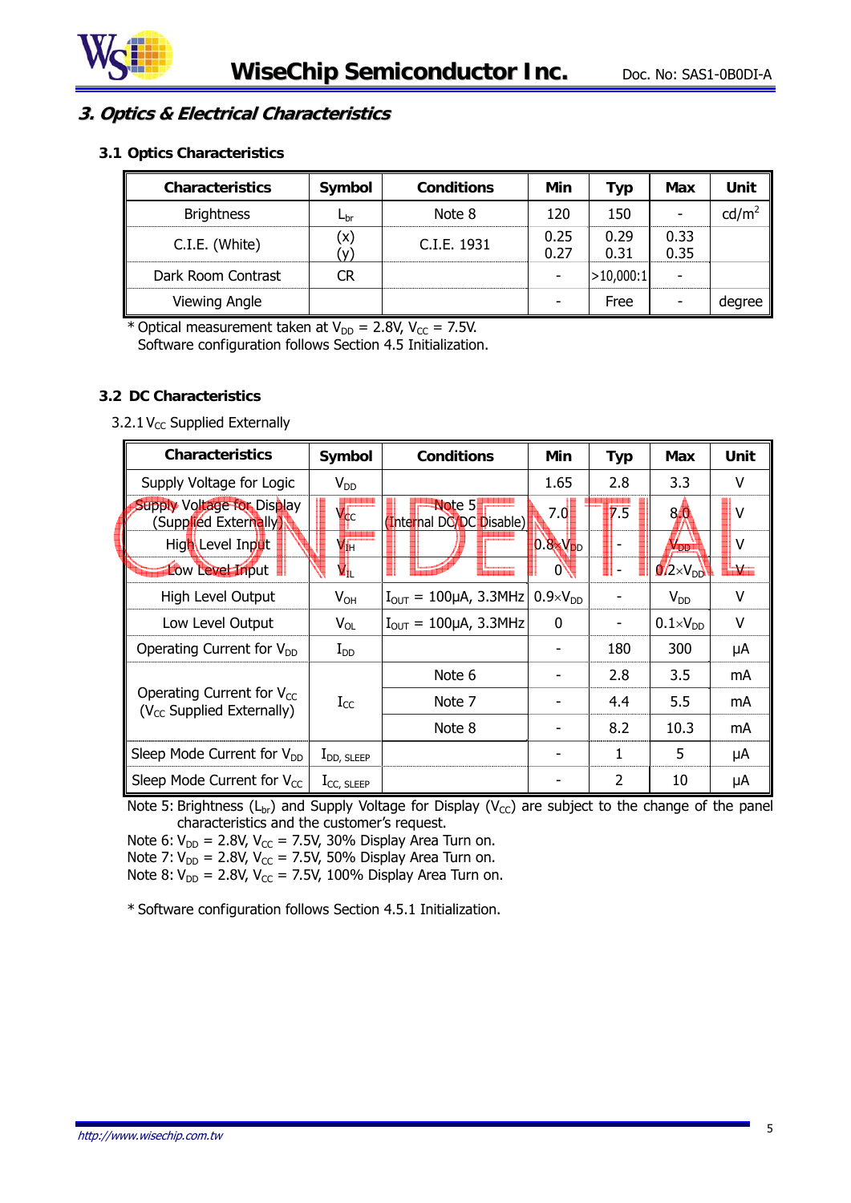## 3. Optics & Electrical Characteristics

### 3.1 Optics Characteristics

| Characteristics | Symbol | Conditions | Min | Typ | Max | Unit |
|---|---|---|---|---|---|---|
| Brightness | $L_{br}$ | Note 8 | 120 | 150 | - | $cd/m^2$ |
| C.I.E. (White) | (x)<br>(y) | C.I.E. 1931 | 0.25<br>0.27 | 0.29<br>0.31 | 0.33<br>0.35 | |
| Dark Room Contrast | CR | | - | >10,000:1 | - | |
| Viewing Angle | | | - | Free | - | degree |

\* Optical measurement taken at $V_{DD}$ = 2.8V, $V_{CC}$ = 7.5V.
Software configuration follows Section 4.5 Initialization.

### 3.2 DC Characteristics

3.2.1 $V_{CC}$ Supplied Externally

| Characteristics | Symbol | Conditions | Min | Typ | Max | Unit |
|---|---|---|---|---|---|---|
| Supply Voltage for Logic | $V_{DD}$ | | 1.65 | 2.8 | 3.3 | V |
| Supply Voltage for Display (Supplied Externally) | $V_{CC}$ | Note 5 (Internal DC/DC Disable) | 7.0 | 7.5 | 8.0 | V |
| High Level Input | $V_{IH}$ | | $0.8\times V_{DD}$ | - | $V_{DD}$ | V |
| Low Level Input | $V_{IL}$ | | 0 | - | $0.2\times V_{DD}$ | V |
| High Level Output | $V_{OH}$ | $I_{OUT}$ = 100μA, 3.3MHz | $0.9\times V_{DD}$ | - | $V_{DD}$ | V |
| Low Level Output | $V_{OL}$ | $I_{OUT}$ = 100μA, 3.3MHz | 0 | - | $0.1\times V_{DD}$ | V |
| Operating Current for $V_{DD}$ | $I_{DD}$ | | - | 180 | 300 | μA |
| Operating Current for $V_{CC}$ ($V_{CC}$ Supplied Externally) | $I_{CC}$ | Note 6 | - | 2.8 | 3.5 | mA |
| | | Note 7 | - | 4.4 | 5.5 | mA |
| | | Note 8 | - | 8.2 | 10.3 | mA |
| Sleep Mode Current for $V_{DD}$ | $I_{DD,\ SLEEP}$ | | - | 1 | 5 | μA |
| Sleep Mode Current for $V_{CC}$ | $I_{CC,\ SLEEP}$ | | - | 2 | 10 | μA |

Note 5: Brightness ($L_{br}$) and Supply Voltage for Display ($V_{CC}$) are subject to the change of the panel characteristics and the customer's request.
Note 6: $V_{DD}$ = 2.8V, $V_{CC}$ = 7.5V, 30% Display Area Turn on.
Note 7: $V_{DD}$ = 2.8V, $V_{CC}$ = 7.5V, 50% Display Area Turn on.
Note 8: $V_{DD}$ = 2.8V, $V_{CC}$ = 7.5V, 100% Display Area Turn on.

\* Software configuration follows Section 4.5.1 Initialization.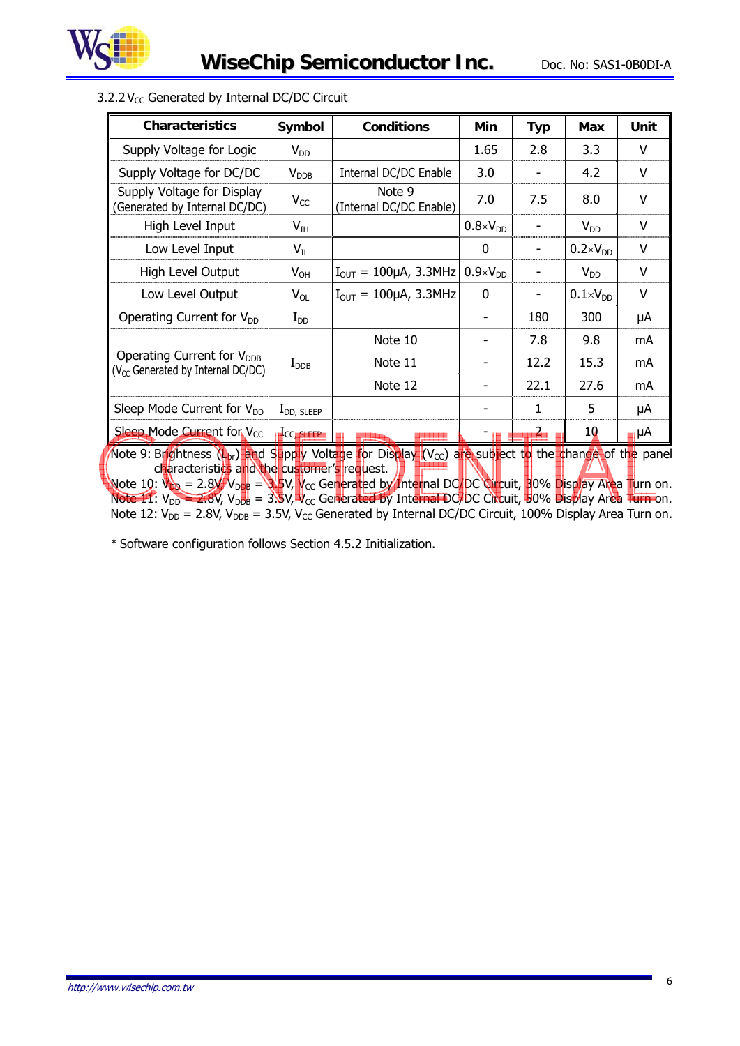3.2.2 $V_{CC}$ Generated by Internal DC/DC Circuit

| Characteristics | Symbol | Conditions | Min | Typ | Max | Unit |
|---|---|---|---|---|---|---|
| Supply Voltage for Logic | $V_{DD}$ | | 1.65 | 2.8 | 3.3 | V |
| Supply Voltage for DC/DC | $V_{DDB}$ | Internal DC/DC Enable | 3.0 | - | 4.2 | V |
| Supply Voltage for Display (Generated by Internal DC/DC) | $V_{CC}$ | Note 9 (Internal DC/DC Enable) | 7.0 | 7.5 | 8.0 | V |
| High Level Input | $V_{IH}$ | | $0.8\times V_{DD}$ | - | $V_{DD}$ | V |
| Low Level Input | $V_{IL}$ | | 0 | - | $0.2\times V_{DD}$ | V |
| High Level Output | $V_{OH}$ | $I_{OUT}$ = 100μA, 3.3MHz | $0.9\times V_{DD}$ | - | $V_{DD}$ | V |
| Low Level Output | $V_{OL}$ | $I_{OUT}$ = 100μA, 3.3MHz | 0 | - | $0.1\times V_{DD}$ | V |
| Operating Current for $V_{DD}$ | $I_{DD}$ | | - | 180 | 300 | μA |
| Operating Current for $V_{DDB}$ ($V_{CC}$ Generated by Internal DC/DC) | $I_{DDB}$ | Note 10 | - | 7.8 | 9.8 | mA |
| | | Note 11 | - | 12.2 | 15.3 | mA |
| | | Note 12 | - | 22.1 | 27.6 | mA |
| Sleep Mode Current for $V_{DD}$ | $I_{DD, SLEEP}$ | | - | 1 | 5 | μA |
| Sleep Mode Current for $V_{CC}$ | $I_{CC, SLEEP}$ | | - | 2 | 10 | μA |

Note 9: Brightness ($L_{br}$) and Supply Voltage for Display ($V_{CC}$) are subject to the change of the panel characteristics and the customer's request.

Note 10: $V_{DD}$ = 2.8V, $V_{DDB}$ = 3.5V, $V_{CC}$ Generated by Internal DC/DC Circuit, 30% Display Area Turn on.

Note 11: $V_{DD}$ = 2.8V, $V_{DDB}$ = 3.5V, $V_{CC}$ Generated by Internal DC/DC Circuit, 50% Display Area Turn on.

Note 12: $V_{DD}$ = 2.8V, $V_{DDB}$ = 3.5V, $V_{CC}$ Generated by Internal DC/DC Circuit, 100% Display Area Turn on.

* Software configuration follows Section 4.5.2 Initialization.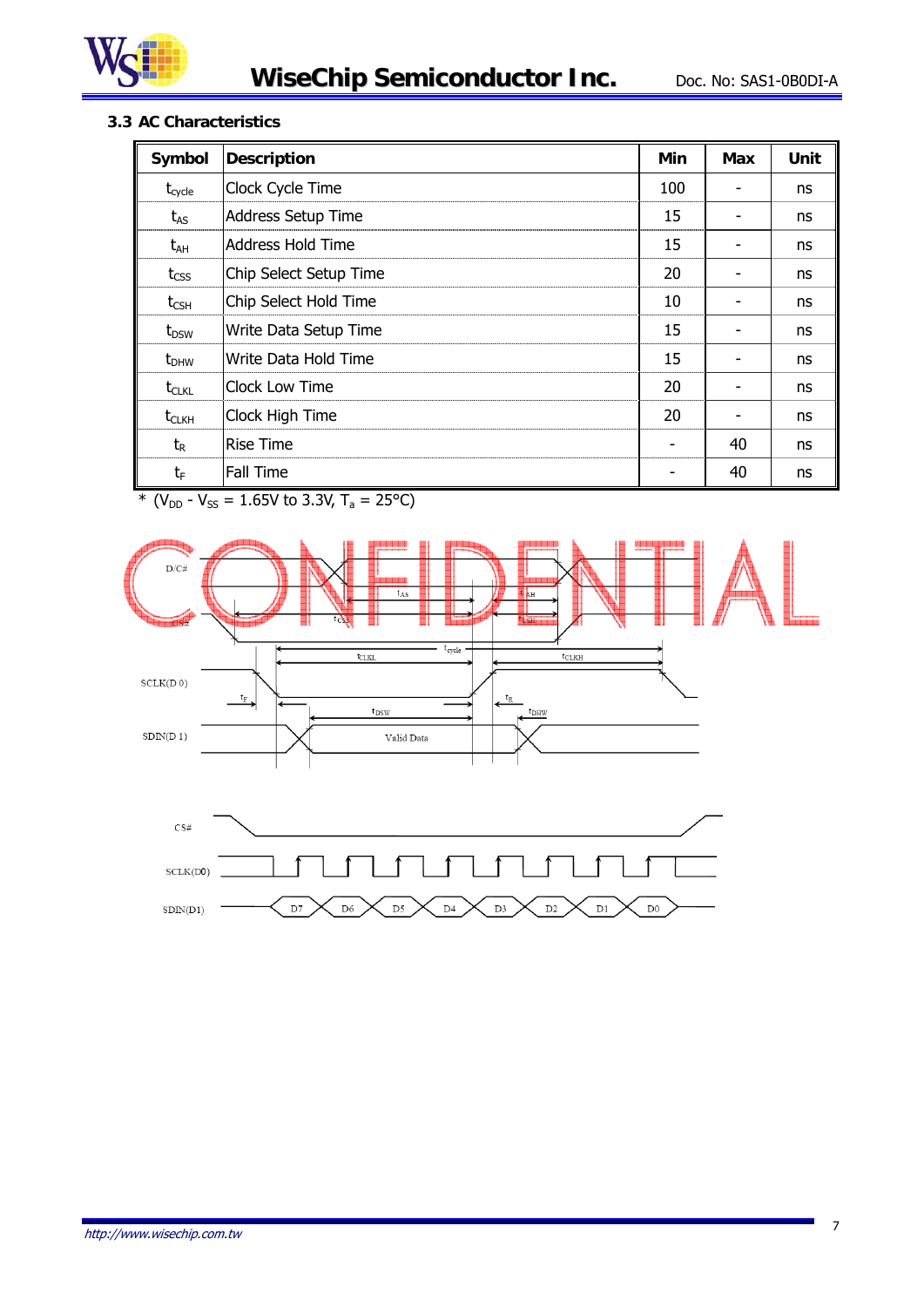### 3.3 AC Characteristics

| Symbol | Description | Min | Max | Unit |
|---|---|---|---|---|
| $t_{cycle}$ | Clock Cycle Time | 100 | - | ns |
| $t_{AS}$ | Address Setup Time | 15 | - | ns |
| $t_{AH}$ | Address Hold Time | 15 | - | ns |
| $t_{CSS}$ | Chip Select Setup Time | 20 | - | ns |
| $t_{CSH}$ | Chip Select Hold Time | 10 | - | ns |
| $t_{DSW}$ | Write Data Setup Time | 15 | - | ns |
| $t_{DHW}$ | Write Data Hold Time | 15 | - | ns |
| $t_{CLKL}$ | Clock Low Time | 20 | - | ns |
| $t_{CLKH}$ | Clock High Time | 20 | - | ns |
| $t_R$ | Rise Time | - | 40 | ns |
| $t_F$ | Fall Time | - | 40 | ns |

* ($V_{DD}$ - $V_{SS}$ = 1.65V to 3.3V, $T_a$ = 25°C)

D/C#, CS#, SCLK(D0), SDIN(D1) — $t_{AS}$, $t_{AH}$, $t_{CSS}$, $t_{CSH}$, $t_{CLKL}$, $t_{cycle}$, $t_{CLKH}$, $t_F$, $t_R$, $t_{DSW}$, $t_{DHW}$, Valid Data

CS#, SCLK(D0), SDIN(D1) — D7 D6 D5 D4 D3 D2 D1 D0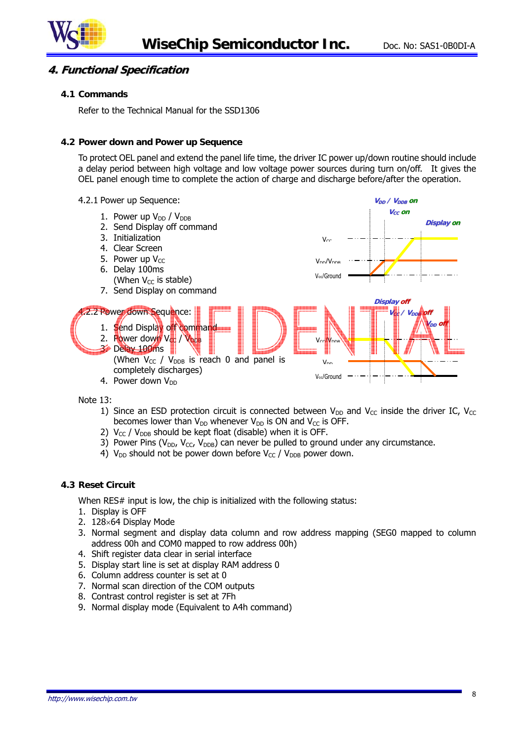## 4. Functional Specification

### 4.1 Commands

Refer to the Technical Manual for the SSD1306

### 4.2 Power down and Power up Sequence

To protect OEL panel and extend the panel life time, the driver IC power up/down routine should include a delay period between high voltage and low voltage power sources during turn on/off. It gives the OEL panel enough time to complete the action of charge and discharge before/after the operation.

4.2.1 Power up Sequence:

1. Power up $V_{DD}$ / $V_{DDB}$
2. Send Display off command
3. Initialization
4. Clear Screen
5. Power up $V_{CC}$
6. Delay 100ms  
   (When $V_{CC}$ is stable)
7. Send Display on command

4.2.2 Power down Sequence:

1. Send Display off command
2. Power down $V_{CC}$ / $V_{DDB}$
3. Delay 100ms  
   (When $V_{CC}$ / $V_{DDB}$ is reach 0 and panel is completely discharges)
4. Power down $V_{DD}$

Note 13:

1) Since an ESD protection circuit is connected between $V_{DD}$ and $V_{CC}$ inside the driver IC, $V_{CC}$ becomes lower than $V_{DD}$ whenever $V_{DD}$ is ON and $V_{CC}$ is OFF.
2) $V_{CC}$ / $V_{DDB}$ should be kept float (disable) when it is OFF.
3) Power Pins ($V_{DD}$, $V_{CC}$, $V_{DDB}$) can never be pulled to ground under any circumstance.
4) $V_{DD}$ should not be power down before $V_{CC}$ / $V_{DDB}$ power down.

### 4.3 Reset Circuit

When RES# input is low, the chip is initialized with the following status:

1. Display is OFF
2. 128×64 Display Mode
3. Normal segment and display data column and row address mapping (SEG0 mapped to column address 00h and COM0 mapped to row address 00h)
4. Shift register data clear in serial interface
5. Display start line is set at display RAM address 0
6. Column address counter is set at 0
7. Normal scan direction of the COM outputs
8. Contrast control register is set at 7Fh
9. Normal display mode (Equivalent to A4h command)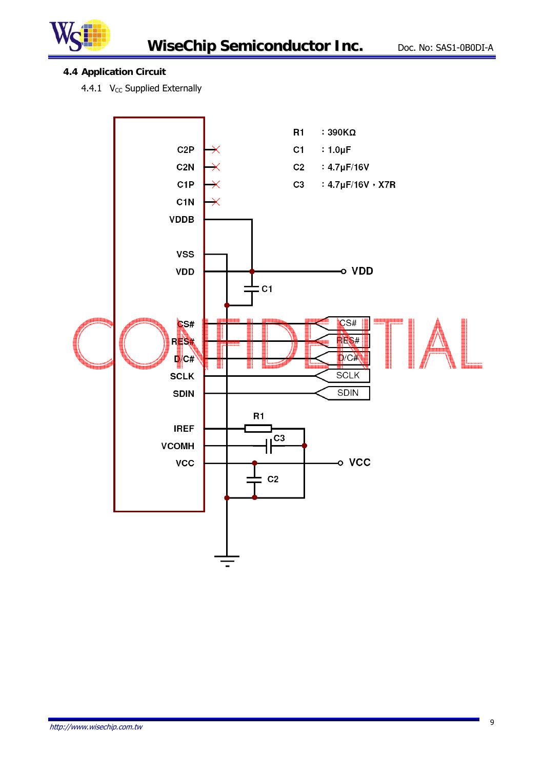## 4.4 Application Circuit

4.4.1 $V_{CC}$ Supplied Externally

R1 : 390KΩ

C1 : 1.0μF

C2 : 4.7μF/16V

C3 : 4.7μF/16V，X7R

C2P
C2N
C1P
C1N
VDDB
VSS
VDD
CS#
RES#
D/C#
SCLK
SDIN
IREF
VCOMH
VCC

VDD

CS#
RES#
D/C#
SCLK
SDIN

VCC

CONFIDENTIAL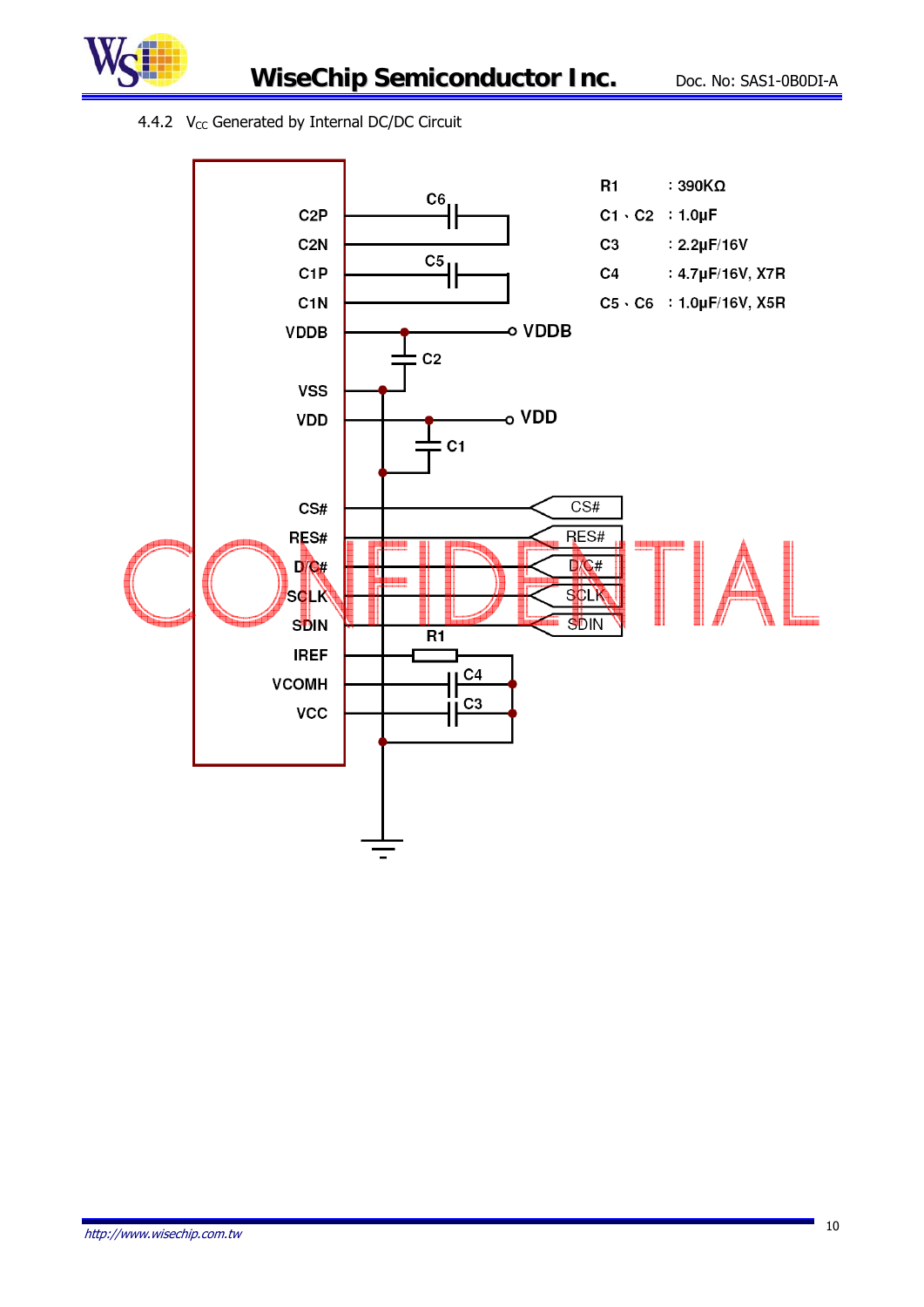### 4.4.2 $V_{CC}$ Generated by Internal DC/DC Circuit

| | |
|---|---|
| R1 | : 390KΩ |
| C1、C2 | : 1.0μF |
| C3 | : 2.2μF/16V |
| C4 | : 4.7μF/16V, X7R |
| C5、C6 | : 1.0μF/16V, X5R |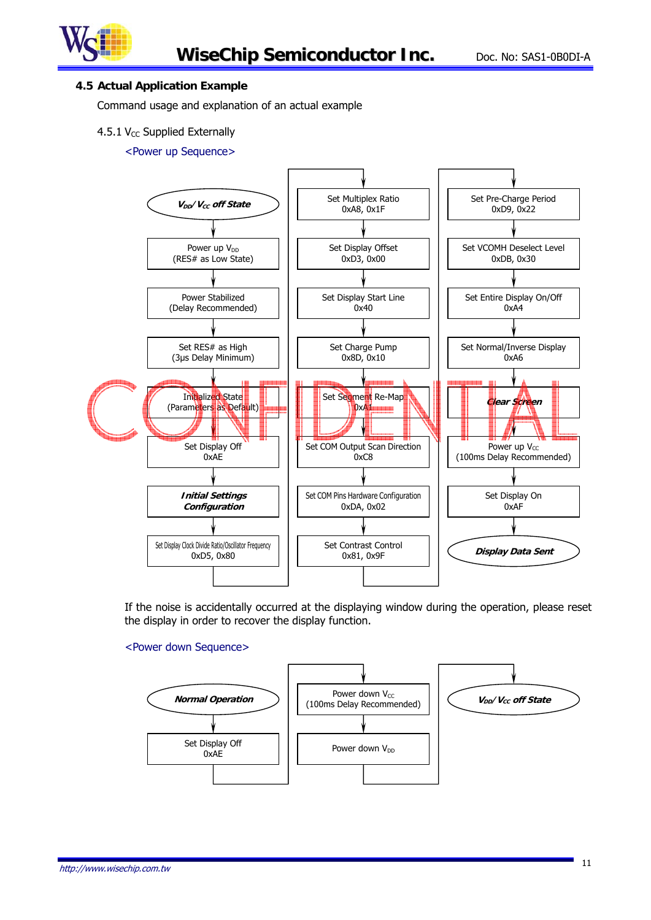## 4.5 Actual Application Example

Command usage and explanation of an actual example

### 4.5.1 $V_{CC}$ Supplied Externally

<Power up Sequence>

1. ***$V_{DD}$/ $V_{CC}$ off State***
2. Power up $V_{DD}$ (RES# as Low State)
3. Power Stabilized (Delay Recommended)
4. Set RES# as High (3µs Delay Minimum)
5. Initialized State (Parameters as Default)
6. Set Display Off 0xAE
7. ***Initial Settings Configuration***
8. Set Display Clock Divide Ratio/Oscillator Frequency 0xD5, 0x80
9. Set Multiplex Ratio 0xA8, 0x1F
10. Set Display Offset 0xD3, 0x00
11. Set Display Start Line 0x40
12. Set Charge Pump 0x8D, 0x10
13. Set Segment Re-Map 0xA1
14. Set COM Output Scan Direction 0xC8
15. Set COM Pins Hardware Configuration 0xDA, 0x02
16. Set Contrast Control 0x81, 0x9F
17. Set Pre-Charge Period 0xD9, 0x22
18. Set VCOMH Deselect Level 0xDB, 0x30
19. Set Entire Display On/Off 0xA4
20. Set Normal/Inverse Display 0xA6
21. ***Clear Screen***
22. Power up $V_{CC}$ (100ms Delay Recommended)
23. Set Display On 0xAF
24. ***Display Data Sent***

CONFIDENTIAL

If the noise is accidentally occurred at the displaying window during the operation, please reset the display in order to recover the display function.

<Power down Sequence>

1. ***Normal Operation***
2. Set Display Off 0xAE
3. Power down $V_{CC}$ (100ms Delay Recommended)
4. Power down $V_{DD}$
5. ***$V_{DD}$/ $V_{CC}$ off State***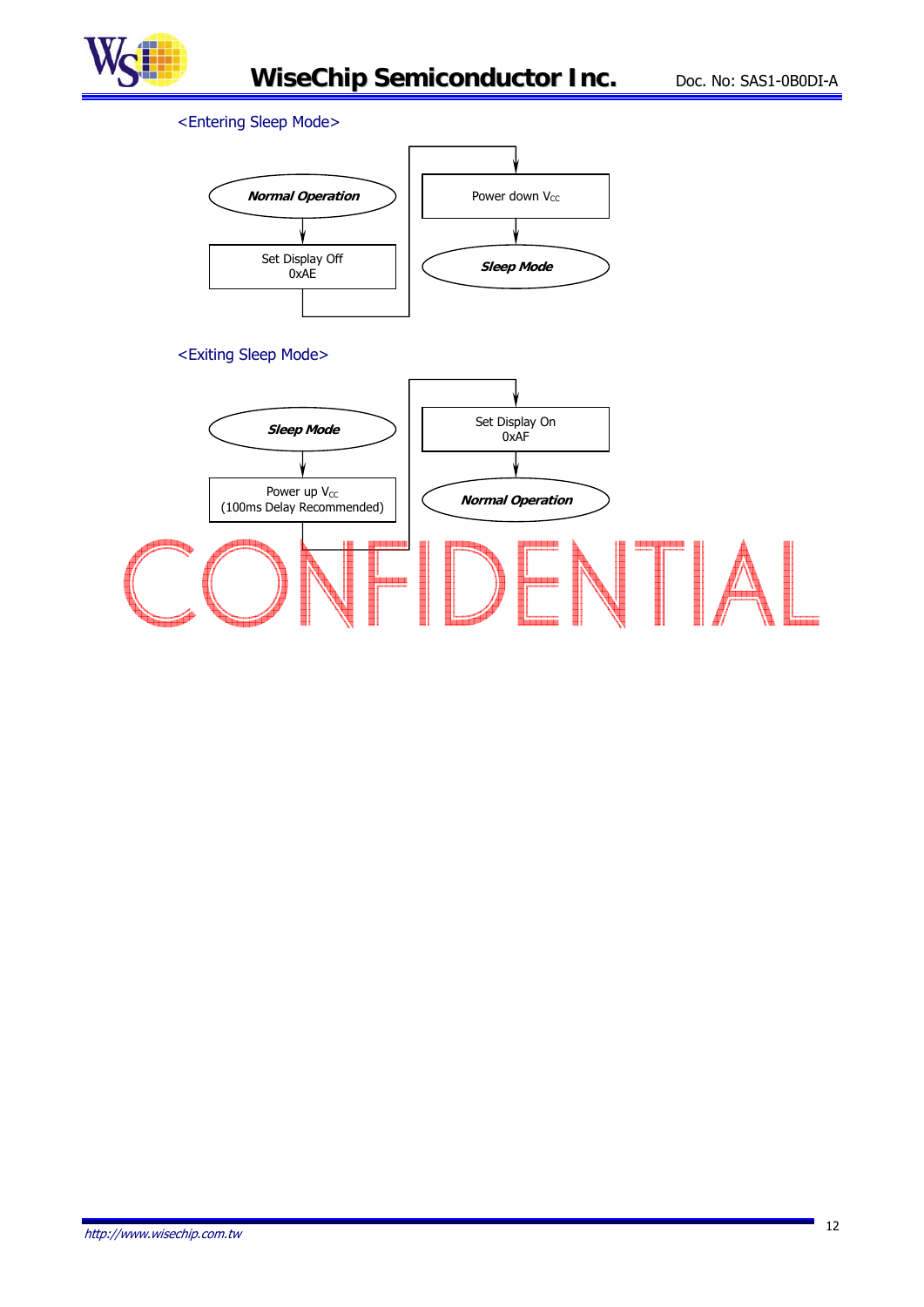<Entering Sleep Mode>

***Normal Operation*** → Set Display Off 0xAE → Power down $V_{CC}$ → ***Sleep Mode***

<Exiting Sleep Mode>

***Sleep Mode*** → Power up $V_{CC}$ (100ms Delay Recommended) → Set Display On 0xAF → ***Normal Operation***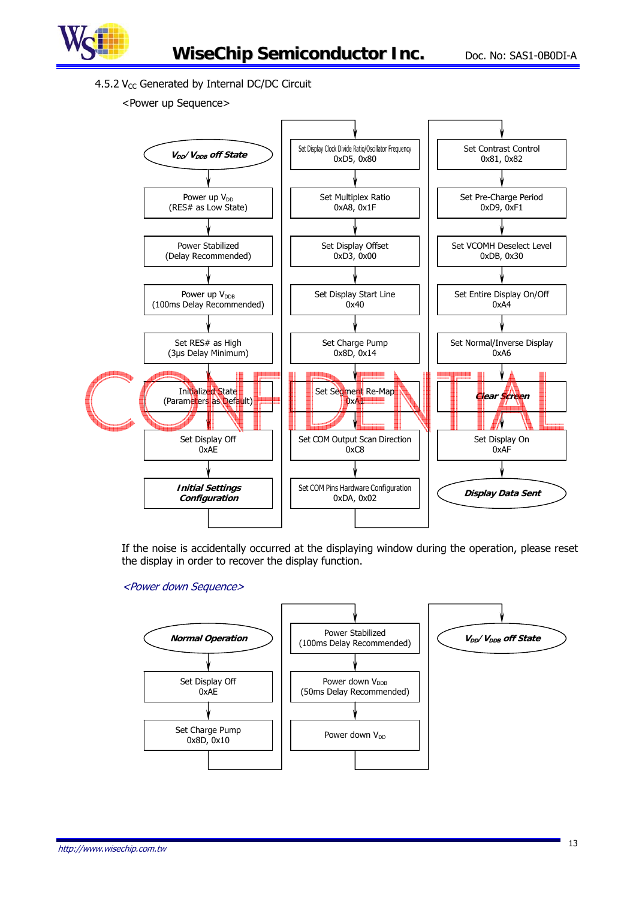### 4.5.2 $V_{CC}$ Generated by Internal DC/DC Circuit

<Power up Sequence>

1. $V_{DD}$/ $V_{DDB}$ **off State**
2. Power up $V_{DD}$ (RES# as Low State)
3. Power Stabilized (Delay Recommended)
4. Power up $V_{DDB}$ (100ms Delay Recommended)
5. Set RES# as High (3μs Delay Minimum)
6. Initialized State (Parameters as Default)
7. Set Display Off 0xAE
8. ***Initial Settings Configuration***
9. Set Display Clock Divide Ratio/Oscillator Frequency 0xD5, 0x80
10. Set Multiplex Ratio 0xA8, 0x1F
11. Set Display Offset 0xD3, 0x00
12. Set Display Start Line 0x40
13. Set Charge Pump 0x8D, 0x14
14. Set Segment Re-Map 0xA1
15. Set COM Output Scan Direction 0xC8
16. Set COM Pins Hardware Configuration 0xDA, 0x02
17. Set Contrast Control 0x81, 0x82
18. Set Pre-Charge Period 0xD9, 0xF1
19. Set VCOMH Deselect Level 0xDB, 0x30
20. Set Entire Display On/Off 0xA4
21. Set Normal/Inverse Display 0xA6
22. ***Clear Screen***
23. Set Display On 0xAF
24. ***Display Data Sent***

If the noise is accidentally occurred at the displaying window during the operation, please reset the display in order to recover the display function.

*<Power down Sequence>*

1. ***Normal Operation***
2. Set Display Off 0xAE
3. Set Charge Pump 0x8D, 0x10
4. Power Stabilized (100ms Delay Recommended)
5. Power down $V_{DDB}$ (50ms Delay Recommended)
6. Power down $V_{DD}$
7. $V_{DD}$/ $V_{DDB}$ **off State**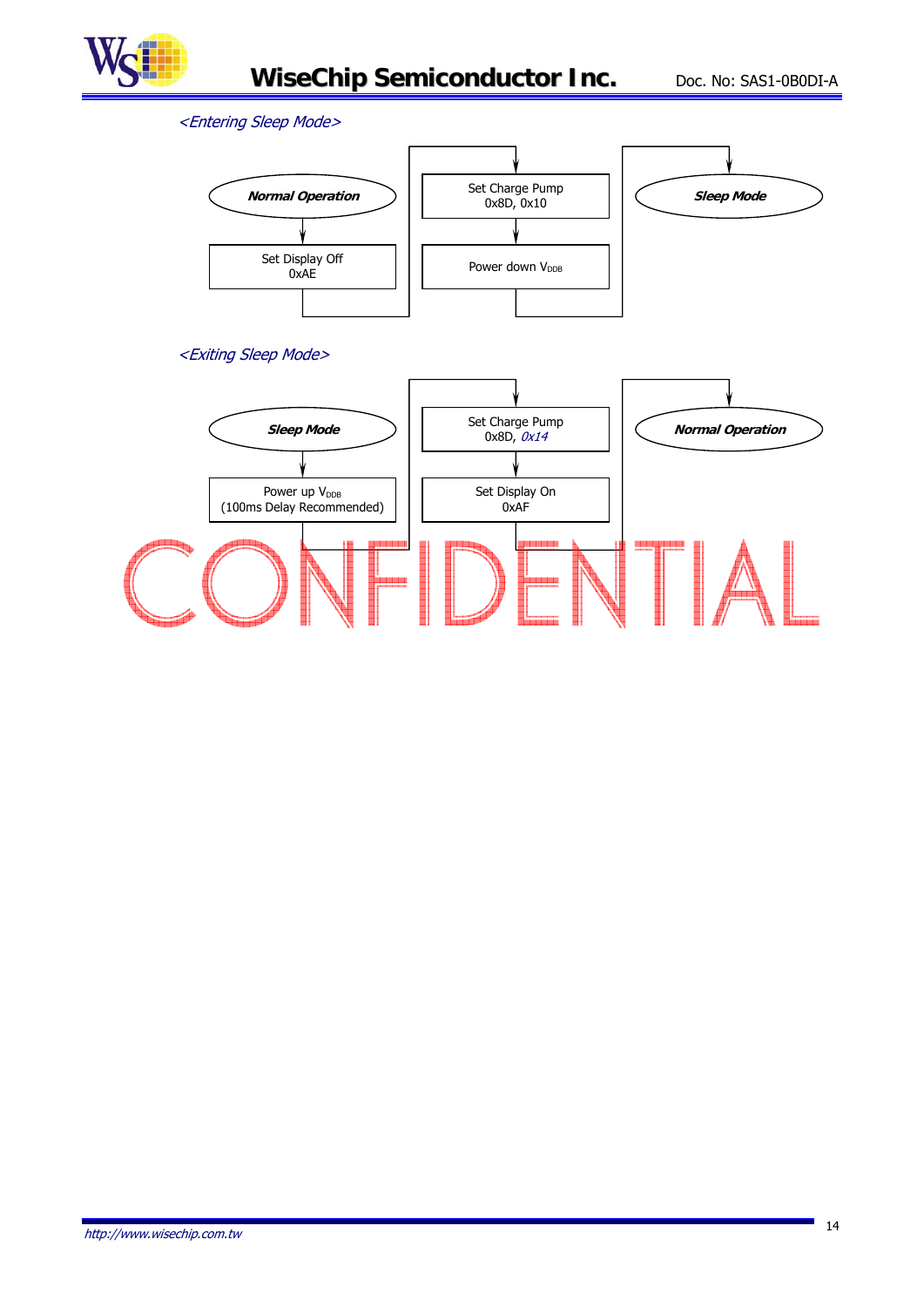*<Entering Sleep Mode>*

***Normal Operation*** → Set Display Off 0xAE → Set Charge Pump 0x8D, 0x10 → Power down $V_{DDB}$ → ***Sleep Mode***

*<Exiting Sleep Mode>*

***Sleep Mode*** → Power up $V_{DDB}$ (100ms Delay Recommended) → Set Charge Pump 0x8D, *0x14* → Set Display On 0xAF → ***Normal Operation***

CONFIDENTIAL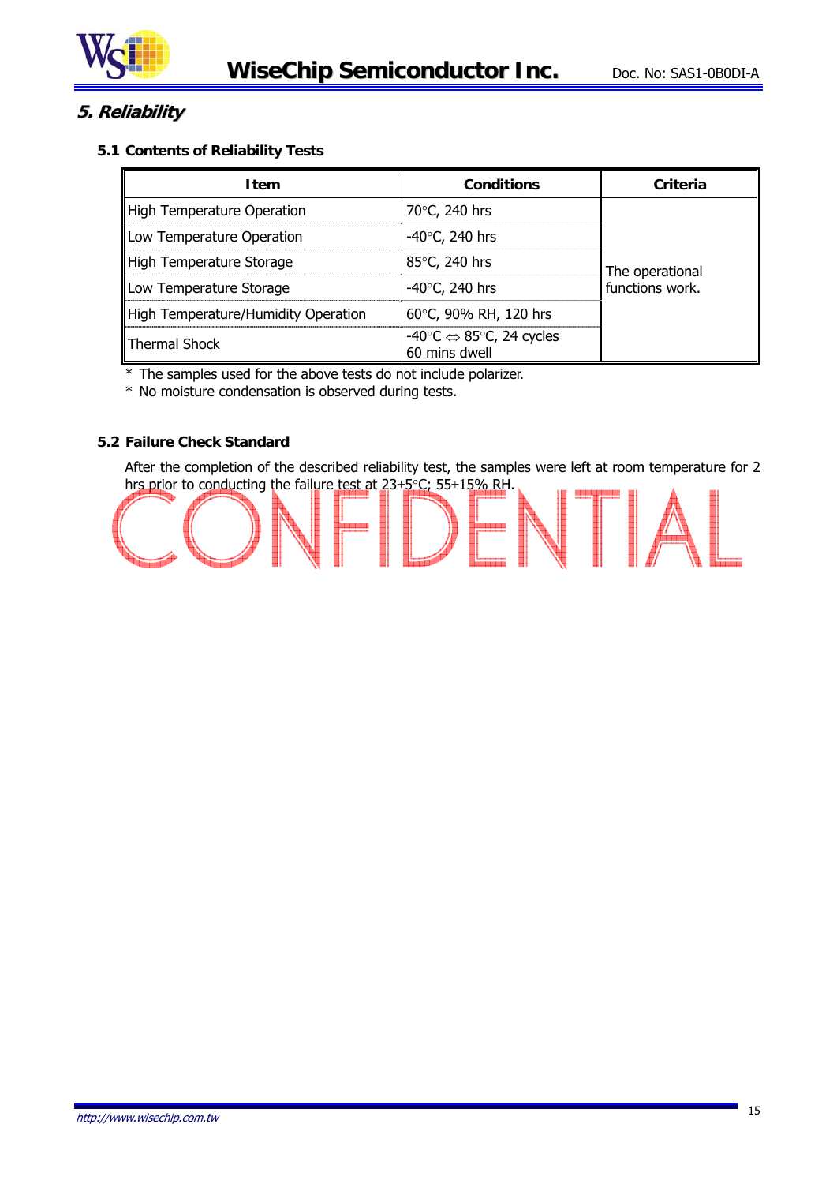## 5. Reliability

### 5.1 Contents of Reliability Tests

| Item | Conditions | Criteria |
|---|---|---|
| High Temperature Operation | 70°C, 240 hrs | The operational functions work. |
| Low Temperature Operation | -40°C, 240 hrs | |
| High Temperature Storage | 85°C, 240 hrs | |
| Low Temperature Storage | -40°C, 240 hrs | |
| High Temperature/Humidity Operation | 60°C, 90% RH, 120 hrs | |
| Thermal Shock | -40°C ⇔ 85°C, 24 cycles 60 mins dwell | |

\* The samples used for the above tests do not include polarizer.
\* No moisture condensation is observed during tests.

### 5.2 Failure Check Standard

After the completion of the described reliability test, the samples were left at room temperature for 2 hrs prior to conducting the failure test at 23±5°C; 55±15% RH.

CONFIDENTIAL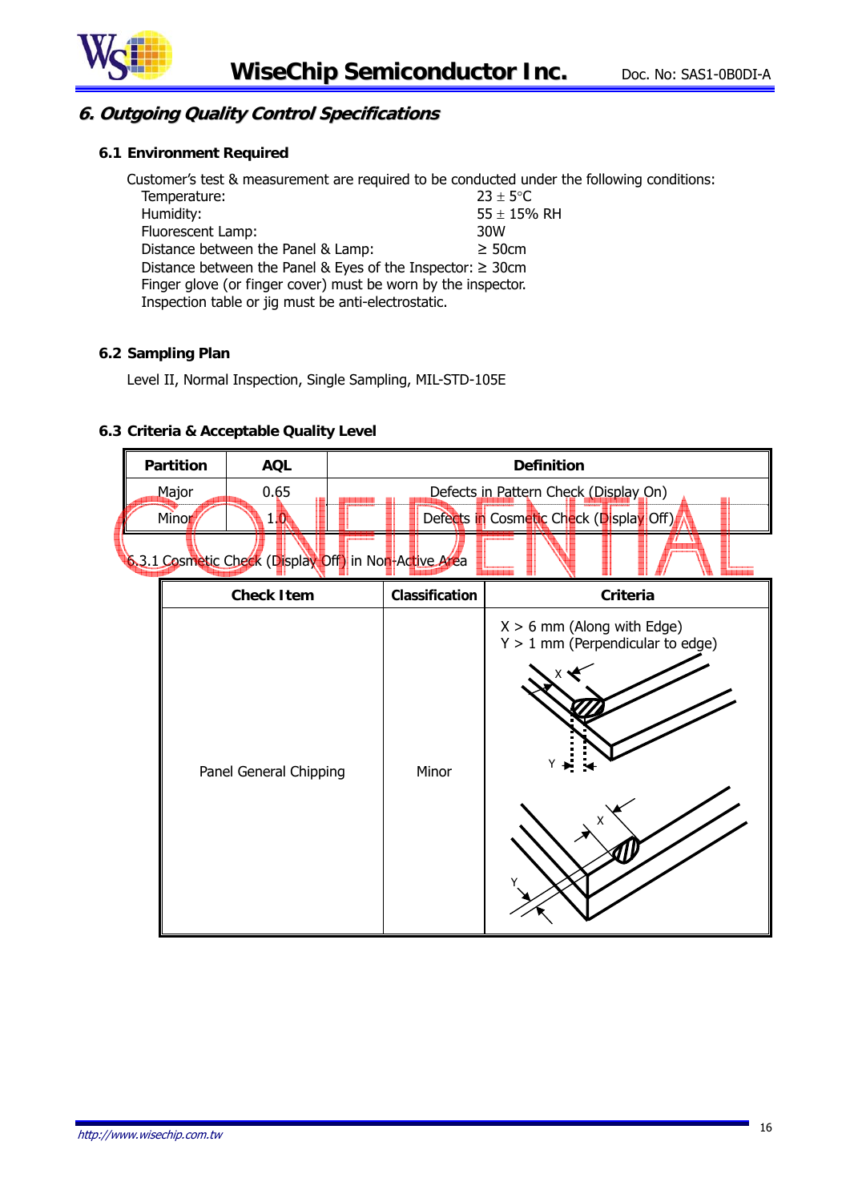## 6. Outgoing Quality Control Specifications

### 6.1 Environment Required

Customer's test & measurement are required to be conducted under the following conditions:

Temperature: 23 ± 5°C
Humidity: 55 ± 15% RH
Fluorescent Lamp: 30W
Distance between the Panel & Lamp: ≥ 50cm
Distance between the Panel & Eyes of the Inspector: ≥ 30cm
Finger glove (or finger cover) must be worn by the inspector.
Inspection table or jig must be anti-electrostatic.

### 6.2 Sampling Plan

Level II, Normal Inspection, Single Sampling, MIL-STD-105E

### 6.3 Criteria & Acceptable Quality Level

| Partition | AQL | Definition |
|---|---|---|
| Major | 0.65 | Defects in Pattern Check (Display On) |
| Minor | 1.0 | Defects in Cosmetic Check (Display Off) |

#### 6.3.1 Cosmetic Check (Display Off) in Non-Active Area

| Check Item | Classification | Criteria |
|---|---|---|
| Panel General Chipping | Minor | X > 6 mm (Along with Edge)<br>Y > 1 mm (Perpendicular to edge) |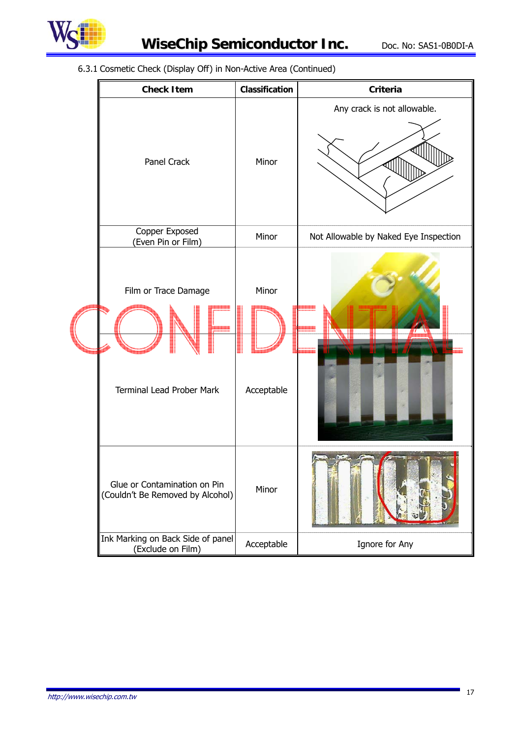6.3.1 Cosmetic Check (Display Off) in Non-Active Area (Continued)

| Check Item | Classification | Criteria |
|---|---|---|
| Panel Crack | Minor | Any crack is not allowable. |
| Copper Exposed (Even Pin or Film) | Minor | Not Allowable by Naked Eye Inspection |
| Film or Trace Damage | Minor | |
| Terminal Lead Prober Mark | Acceptable | |
| Glue or Contamination on Pin (Couldn't Be Removed by Alcohol) | Minor | |
| Ink Marking on Back Side of panel (Exclude on Film) | Acceptable | Ignore for Any |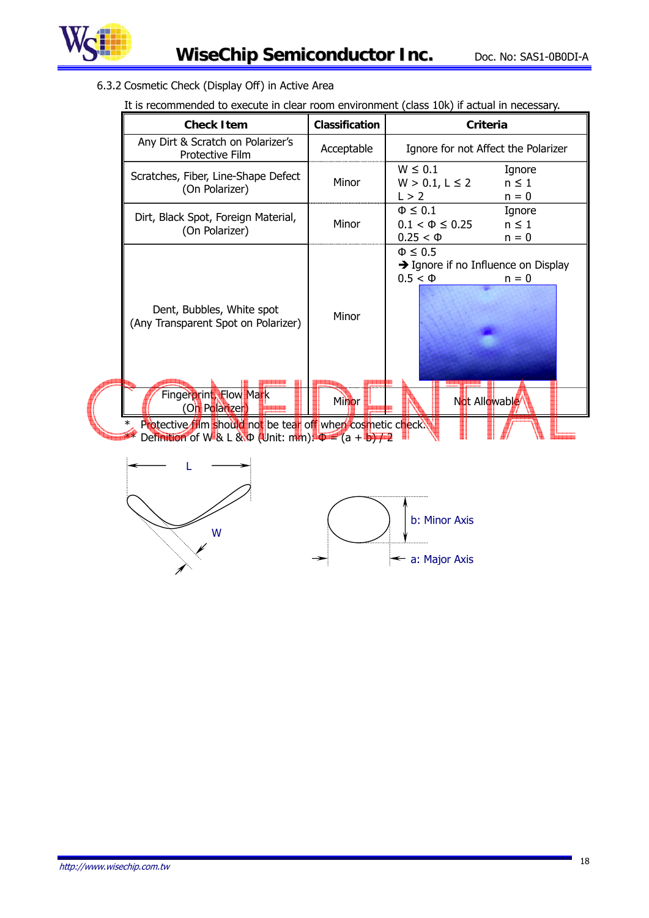6.3.2 Cosmetic Check (Display Off) in Active Area

It is recommended to execute in clear room environment (class 10k) if actual in necessary.

| Check Item | Classification | Criteria | |
|---|---|---|---|
| Any Dirt & Scratch on Polarizer's Protective Film | Acceptable | Ignore for not Affect the Polarizer | |
| Scratches, Fiber, Line-Shape Defect (On Polarizer) | Minor | $W \le 0.1$<br>$W > 0.1,\ L \le 2$<br>$L > 2$ | Ignore<br>$n \le 1$<br>$n = 0$ |
| Dirt, Black Spot, Foreign Material, (On Polarizer) | Minor | $\Phi \le 0.1$<br>$0.1 < \Phi \le 0.25$<br>$0.25 < \Phi$ | Ignore<br>$n \le 1$<br>$n = 0$ |
| Dent, Bubbles, White spot (Any Transparent Spot on Polarizer) | Minor | $\Phi \le 0.5$<br>→ Ignore if no Influence on Display<br>$0.5 < \Phi$ | <br><br>$n = 0$ |
| Fingerprint, Flow Mark (On Polarizer) | Minor | Not Allowable | |

\* Protective film should not be tear off when cosmetic check.

\*\* Definition of W & L & Φ (Unit: mm): $\Phi = (a + b) / 2$

L

W

b: Minor Axis

a: Major Axis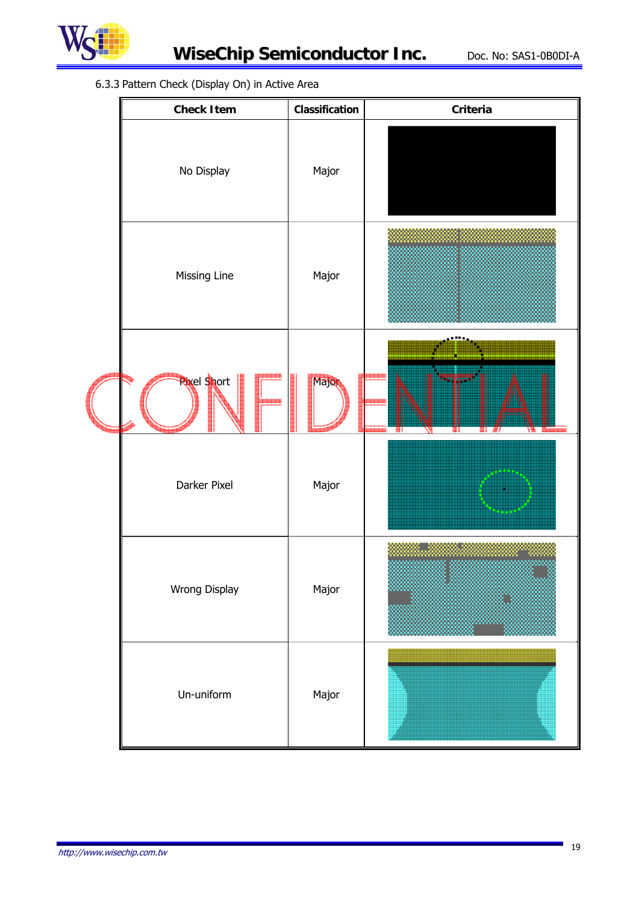6.3.3 Pattern Check (Display On) in Active Area

| Check Item | Classification | Criteria |
|---|---|---|
| No Display | Major | |
| Missing Line | Major | |
| Pixel Short | Major | |
| Darker Pixel | Major | |
| Wrong Display | Major | |
| Un-uniform | Major | |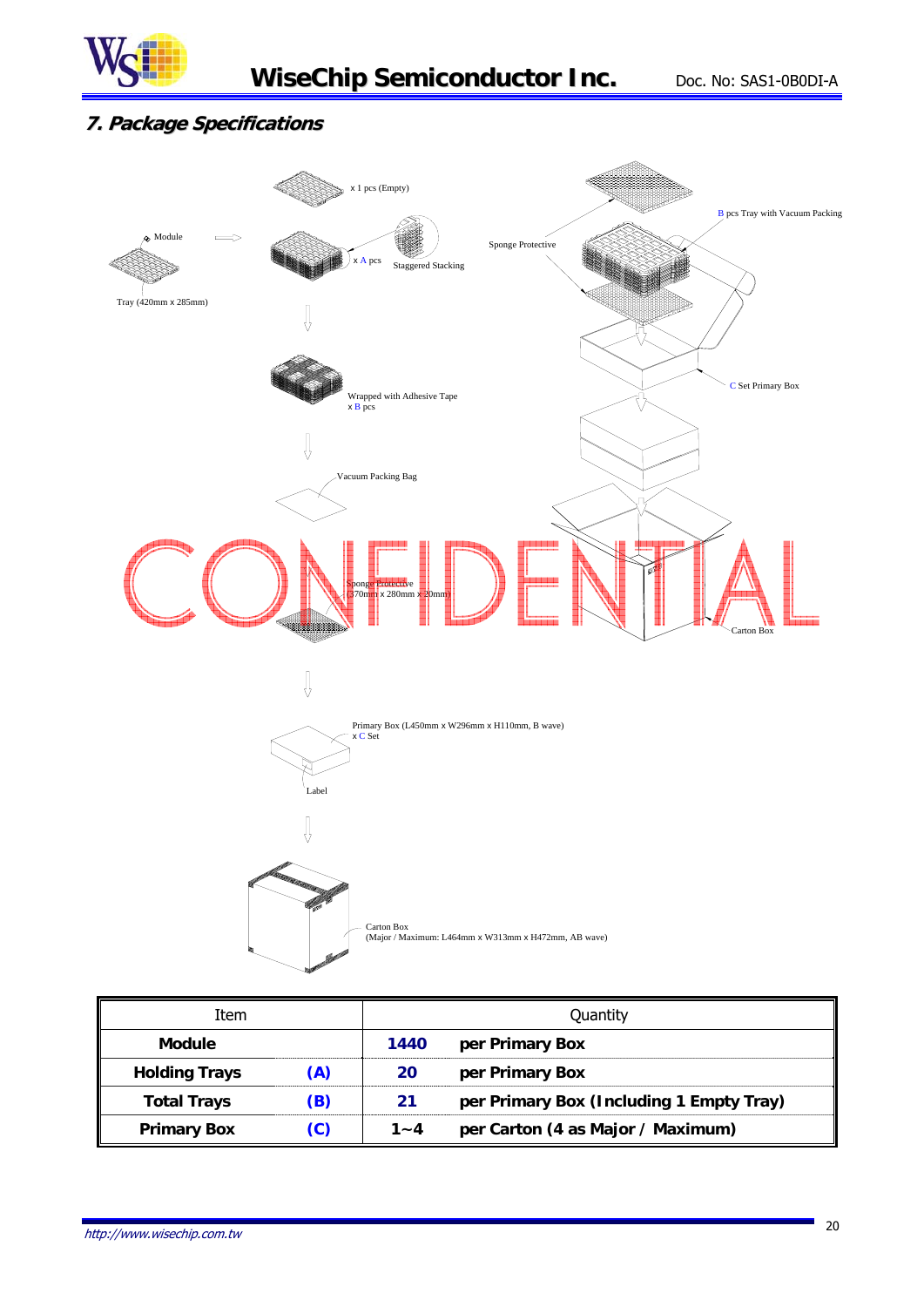## 7. Package Specifications

x 1 pcs (Empty)

Module

x A pcs

Staggered Stacking

Tray (420mm x 285mm)

Wrapped with Adhesive Tape
x B pcs

Vacuum Packing Bag

Sponge Protective
(370mm x 280mm x 20mm)

Primary Box (L450mm x W296mm x H110mm, B wave)
x C Set

Label

Carton Box
(Major / Maximum: L464mm x W313mm x H472mm, AB wave)

B pcs Tray with Vacuum Packing

Sponge Protective

C Set Primary Box

Carton Box

CONFIDENTIAL

| Item | | Quantity | |
|---|---|---|---|
| **Module** | | **1440** | **per Primary Box** |
| **Holding Trays** | **(A)** | **20** | **per Primary Box** |
| **Total Trays** | **(B)** | **21** | **per Primary Box (Including 1 Empty Tray)** |
| **Primary Box** | **(C)** | **1~4** | **per Carton (4 as Major / Maximum)** |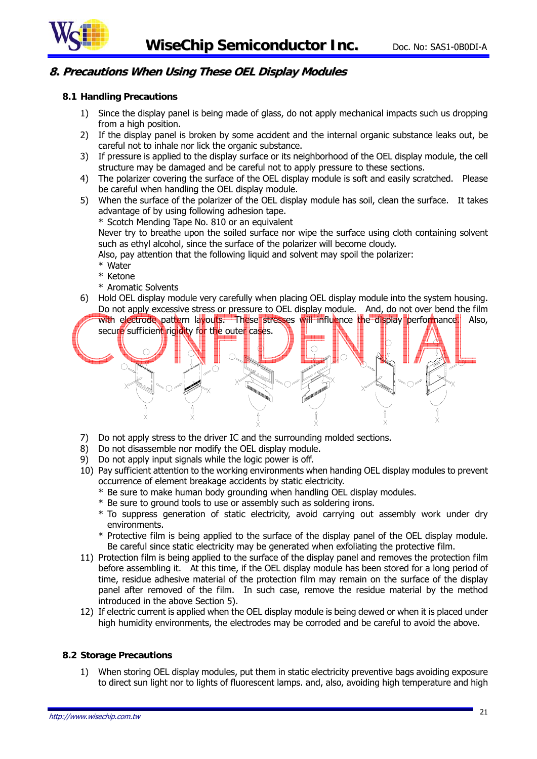## 8. Precautions When Using These OEL Display Modules

### 8.1 Handling Precautions

1) Since the display panel is being made of glass, do not apply mechanical impacts such us dropping from a high position.
2) If the display panel is broken by some accident and the internal organic substance leaks out, be careful not to inhale nor lick the organic substance.
3) If pressure is applied to the display surface or its neighborhood of the OEL display module, the cell structure may be damaged and be careful not to apply pressure to these sections.
4) The polarizer covering the surface of the OEL display module is soft and easily scratched. Please be careful when handling the OEL display module.
5) When the surface of the polarizer of the OEL display module has soil, clean the surface. It takes advantage of by using following adhesion tape.
   * Scotch Mending Tape No. 810 or an equivalent
   
   Never try to breathe upon the soiled surface nor wipe the surface using cloth containing solvent such as ethyl alcohol, since the surface of the polarizer will become cloudy.
   
   Also, pay attention that the following liquid and solvent may spoil the polarizer:
   * Water
   * Ketone
   * Aromatic Solvents
6) Hold OEL display module very carefully when placing OEL display module into the system housing. Do not apply excessive stress or pressure to OEL display module. And, do not over bend the film with electrode pattern layouts. These stresses will influence the display performance. Also, secure sufficient rigidity for the outer cases.
7) Do not apply stress to the driver IC and the surrounding molded sections.
8) Do not disassemble nor modify the OEL display module.
9) Do not apply input signals while the logic power is off.
10) Pay sufficient attention to the working environments when handing OEL display modules to prevent occurrence of element breakage accidents by static electricity.
    * Be sure to make human body grounding when handling OEL display modules.
    * Be sure to ground tools to use or assembly such as soldering irons.
    * To suppress generation of static electricity, avoid carrying out assembly work under dry environments.
    * Protective film is being applied to the surface of the display panel of the OEL display module. Be careful since static electricity may be generated when exfoliating the protective film.
11) Protection film is being applied to the surface of the display panel and removes the protection film before assembling it. At this time, if the OEL display module has been stored for a long period of time, residue adhesive material of the protection film may remain on the surface of the display panel after removed of the film. In such case, remove the residue material by the method introduced in the above Section 5).
12) If electric current is applied when the OEL display module is being dewed or when it is placed under high humidity environments, the electrodes may be corroded and be careful to avoid the above.

### 8.2 Storage Precautions

1) When storing OEL display modules, put them in static electricity preventive bags avoiding exposure to direct sun light nor to lights of fluorescent lamps. and, also, avoiding high temperature and high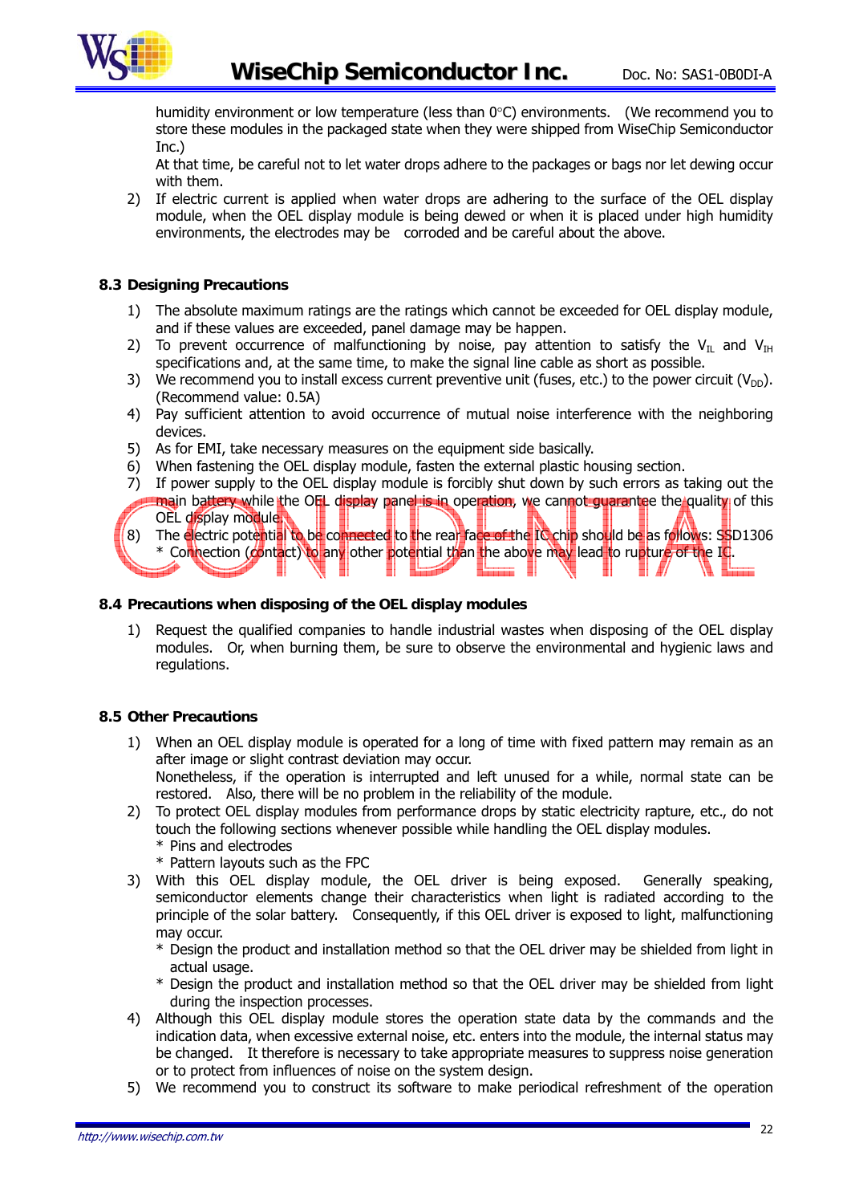humidity environment or low temperature (less than 0°C) environments. (We recommend you to store these modules in the packaged state when they were shipped from WiseChip Semiconductor Inc.)

At that time, be careful not to let water drops adhere to the packages or bags nor let dewing occur with them.

2) If electric current is applied when water drops are adhering to the surface of the OEL display module, when the OEL display module is being dewed or when it is placed under high humidity environments, the electrodes may be corroded and be careful about the above.

## 8.3 Designing Precautions

1) The absolute maximum ratings are the ratings which cannot be exceeded for OEL display module, and if these values are exceeded, panel damage may be happen.
2) To prevent occurrence of malfunctioning by noise, pay attention to satisfy the $V_{IL}$ and $V_{IH}$ specifications and, at the same time, to make the signal line cable as short as possible.
3) We recommend you to install excess current preventive unit (fuses, etc.) to the power circuit ($V_{DD}$). (Recommend value: 0.5A)
4) Pay sufficient attention to avoid occurrence of mutual noise interference with the neighboring devices.
5) As for EMI, take necessary measures on the equipment side basically.
6) When fastening the OEL display module, fasten the external plastic housing section.
7) If power supply to the OEL display module is forcibly shut down by such errors as taking out the main battery while the OEL display panel is in operation, we cannot guarantee the quality of this OEL display module.
8) The electric potential to be connected to the rear face of the IC chip should be as follows: SSD1306
   * Connection (contact) to any other potential than the above may lead to rupture of the IC.

## 8.4 Precautions when disposing of the OEL display modules

1) Request the qualified companies to handle industrial wastes when disposing of the OEL display modules. Or, when burning them, be sure to observe the environmental and hygienic laws and regulations.

## 8.5 Other Precautions

1) When an OEL display module is operated for a long of time with fixed pattern may remain as an after image or slight contrast deviation may occur.
   Nonetheless, if the operation is interrupted and left unused for a while, normal state can be restored. Also, there will be no problem in the reliability of the module.
2) To protect OEL display modules from performance drops by static electricity rapture, etc., do not touch the following sections whenever possible while handling the OEL display modules.
   * Pins and electrodes
   * Pattern layouts such as the FPC
3) With this OEL display module, the OEL driver is being exposed. Generally speaking, semiconductor elements change their characteristics when light is radiated according to the principle of the solar battery. Consequently, if this OEL driver is exposed to light, malfunctioning may occur.
   * Design the product and installation method so that the OEL driver may be shielded from light in actual usage.
   * Design the product and installation method so that the OEL driver may be shielded from light during the inspection processes.
4) Although this OEL display module stores the operation state data by the commands and the indication data, when excessive external noise, etc. enters into the module, the internal status may be changed. It therefore is necessary to take appropriate measures to suppress noise generation or to protect from influences of noise on the system design.
5) We recommend you to construct its software to make periodical refreshment of the operation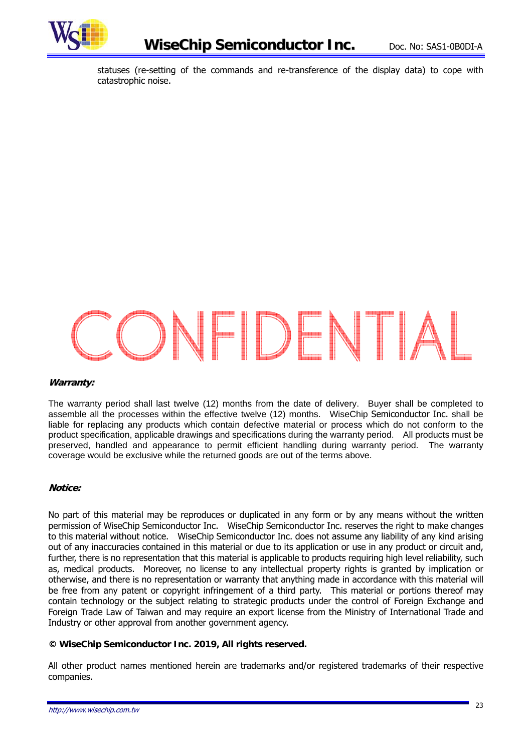statuses (re-setting of the commands and re-transference of the display data) to cope with catastrophic noise.

CONFIDENTIAL

***Warranty:***

The warranty period shall last twelve (12) months from the date of delivery. Buyer shall be completed to assemble all the processes within the effective twelve (12) months. WiseChip Semiconductor Inc. shall be liable for replacing any products which contain defective material or process which do not conform to the product specification, applicable drawings and specifications during the warranty period. All products must be preserved, handled and appearance to permit efficient handling during warranty period. The warranty coverage would be exclusive while the returned goods are out of the terms above.

***Notice:***

No part of this material may be reproduces or duplicated in any form or by any means without the written permission of WiseChip Semiconductor Inc. WiseChip Semiconductor Inc. reserves the right to make changes to this material without notice. WiseChip Semiconductor Inc. does not assume any liability of any kind arising out of any inaccuracies contained in this material or due to its application or use in any product or circuit and, further, there is no representation that this material is applicable to products requiring high level reliability, such as, medical products. Moreover, no license to any intellectual property rights is granted by implication or otherwise, and there is no representation or warranty that anything made in accordance with this material will be free from any patent or copyright infringement of a third party. This material or portions thereof may contain technology or the subject relating to strategic products under the control of Foreign Exchange and Foreign Trade Law of Taiwan and may require an export license from the Ministry of International Trade and Industry or other approval from another government agency.

**© WiseChip Semiconductor Inc. 2019, All rights reserved.**

All other product names mentioned herein are trademarks and/or registered trademarks of their respective companies.